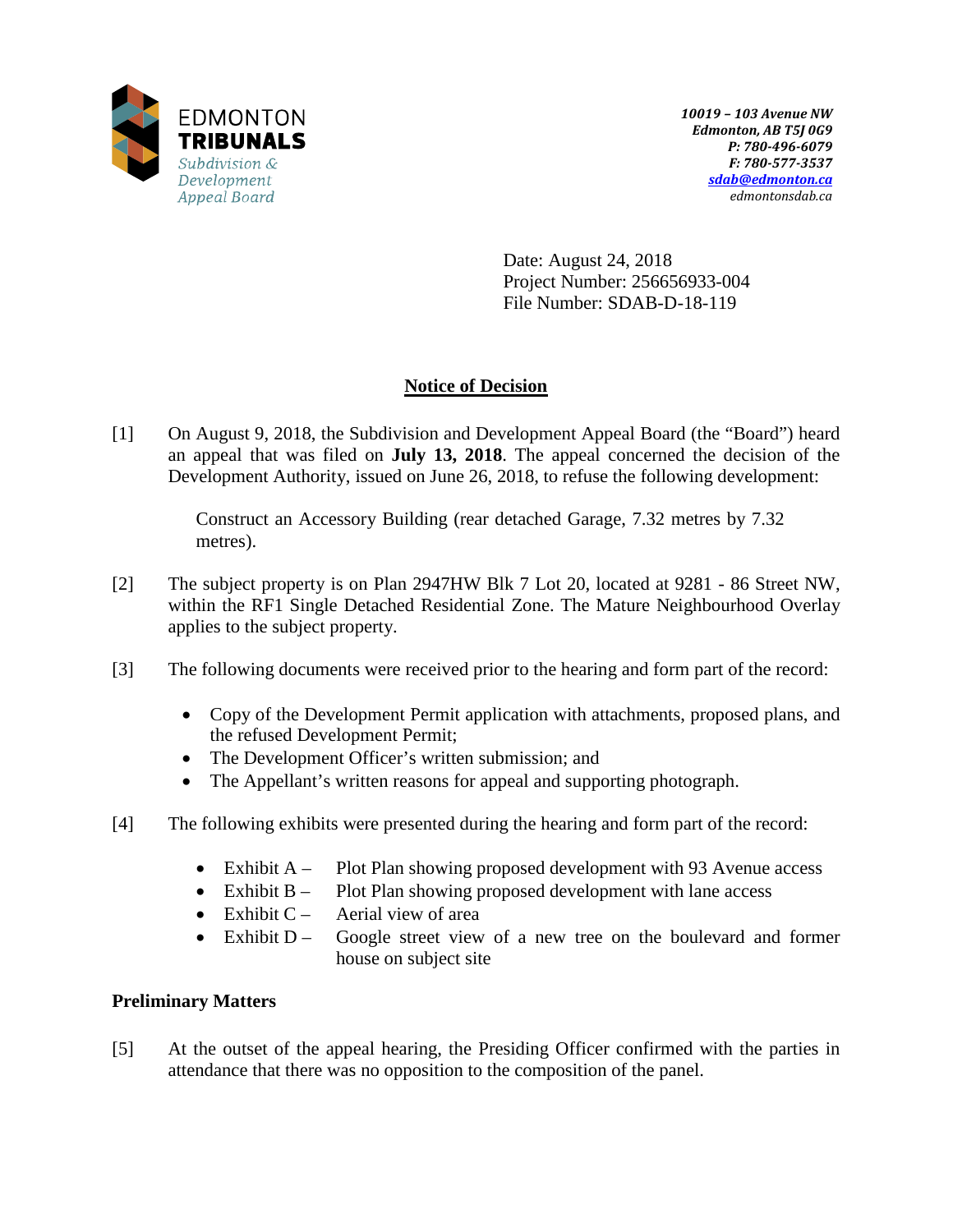EDMONTON
**TRIBUNALS**
*Subdivision & Development Appeal Board*

*10019 – 103 Avenue NW*
*Edmonton, AB T5J 0G9*
*P: 780-496-6079*
*F: 780-577-3537*
*sdab@edmonton.ca*
*edmontonsdab.ca*

Date: August 24, 2018
Project Number: 256656933-004
File Number: SDAB-D-18-119

## Notice of Decision

[1] On August 9, 2018, the Subdivision and Development Appeal Board (the "Board") heard an appeal that was filed on **July 13, 2018**. The appeal concerned the decision of the Development Authority, issued on June 26, 2018, to refuse the following development:

> Construct an Accessory Building (rear detached Garage, 7.32 metres by 7.32 metres).

[2] The subject property is on Plan 2947HW Blk 7 Lot 20, located at 9281 - 86 Street NW, within the RF1 Single Detached Residential Zone. The Mature Neighbourhood Overlay applies to the subject property.

[3] The following documents were received prior to the hearing and form part of the record:

- Copy of the Development Permit application with attachments, proposed plans, and the refused Development Permit;
- The Development Officer's written submission; and
- The Appellant's written reasons for appeal and supporting photograph.

[4] The following exhibits were presented during the hearing and form part of the record:

- Exhibit A – Plot Plan showing proposed development with 93 Avenue access
- Exhibit B – Plot Plan showing proposed development with lane access
- Exhibit C – Aerial view of area
- Exhibit D – Google street view of a new tree on the boulevard and former house on subject site

### Preliminary Matters

[5] At the outset of the appeal hearing, the Presiding Officer confirmed with the parties in attendance that there was no opposition to the composition of the panel.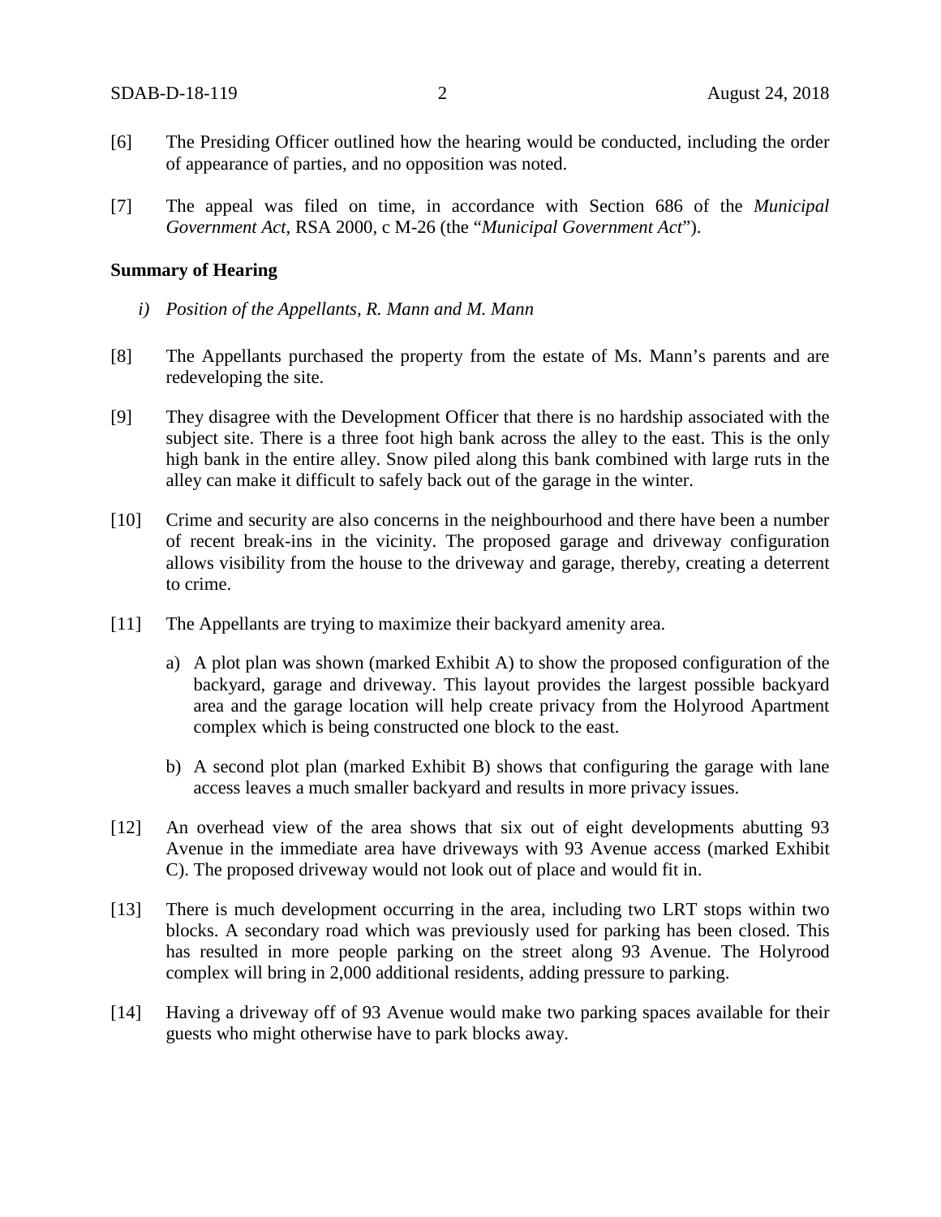[6] The Presiding Officer outlined how the hearing would be conducted, including the order of appearance of parties, and no opposition was noted.

[7] The appeal was filed on time, in accordance with Section 686 of the *Municipal Government Act*, RSA 2000, c M-26 (the "*Municipal Government Act*").

**Summary of Hearing**

*i) Position of the Appellants, R. Mann and M. Mann*

[8] The Appellants purchased the property from the estate of Ms. Mann's parents and are redeveloping the site.

[9] They disagree with the Development Officer that there is no hardship associated with the subject site. There is a three foot high bank across the alley to the east. This is the only high bank in the entire alley. Snow piled along this bank combined with large ruts in the alley can make it difficult to safely back out of the garage in the winter.

[10] Crime and security are also concerns in the neighbourhood and there have been a number of recent break-ins in the vicinity. The proposed garage and driveway configuration allows visibility from the house to the driveway and garage, thereby, creating a deterrent to crime.

[11] The Appellants are trying to maximize their backyard amenity area.

a) A plot plan was shown (marked Exhibit A) to show the proposed configuration of the backyard, garage and driveway. This layout provides the largest possible backyard area and the garage location will help create privacy from the Holyrood Apartment complex which is being constructed one block to the east.

b) A second plot plan (marked Exhibit B) shows that configuring the garage with lane access leaves a much smaller backyard and results in more privacy issues.

[12] An overhead view of the area shows that six out of eight developments abutting 93 Avenue in the immediate area have driveways with 93 Avenue access (marked Exhibit C). The proposed driveway would not look out of place and would fit in.

[13] There is much development occurring in the area, including two LRT stops within two blocks. A secondary road which was previously used for parking has been closed. This has resulted in more people parking on the street along 93 Avenue. The Holyrood complex will bring in 2,000 additional residents, adding pressure to parking.

[14] Having a driveway off of 93 Avenue would make two parking spaces available for their guests who might otherwise have to park blocks away.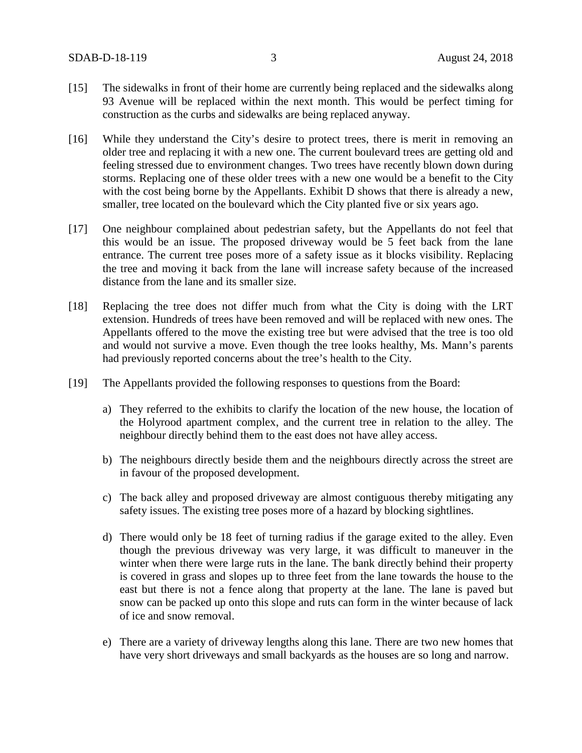[15] The sidewalks in front of their home are currently being replaced and the sidewalks along 93 Avenue will be replaced within the next month. This would be perfect timing for construction as the curbs and sidewalks are being replaced anyway.

[16] While they understand the City's desire to protect trees, there is merit in removing an older tree and replacing it with a new one. The current boulevard trees are getting old and feeling stressed due to environment changes. Two trees have recently blown down during storms. Replacing one of these older trees with a new one would be a benefit to the City with the cost being borne by the Appellants. Exhibit D shows that there is already a new, smaller, tree located on the boulevard which the City planted five or six years ago.

[17] One neighbour complained about pedestrian safety, but the Appellants do not feel that this would be an issue. The proposed driveway would be 5 feet back from the lane entrance. The current tree poses more of a safety issue as it blocks visibility. Replacing the tree and moving it back from the lane will increase safety because of the increased distance from the lane and its smaller size.

[18] Replacing the tree does not differ much from what the City is doing with the LRT extension. Hundreds of trees have been removed and will be replaced with new ones. The Appellants offered to the move the existing tree but were advised that the tree is too old and would not survive a move. Even though the tree looks healthy, Ms. Mann's parents had previously reported concerns about the tree's health to the City.

[19] The Appellants provided the following responses to questions from the Board:

a) They referred to the exhibits to clarify the location of the new house, the location of the Holyrood apartment complex, and the current tree in relation to the alley. The neighbour directly behind them to the east does not have alley access.

b) The neighbours directly beside them and the neighbours directly across the street are in favour of the proposed development.

c) The back alley and proposed driveway are almost contiguous thereby mitigating any safety issues. The existing tree poses more of a hazard by blocking sightlines.

d) There would only be 18 feet of turning radius if the garage exited to the alley. Even though the previous driveway was very large, it was difficult to maneuver in the winter when there were large ruts in the lane. The bank directly behind their property is covered in grass and slopes up to three feet from the lane towards the house to the east but there is not a fence along that property at the lane. The lane is paved but snow can be packed up onto this slope and ruts can form in the winter because of lack of ice and snow removal.

e) There are a variety of driveway lengths along this lane. There are two new homes that have very short driveways and small backyards as the houses are so long and narrow.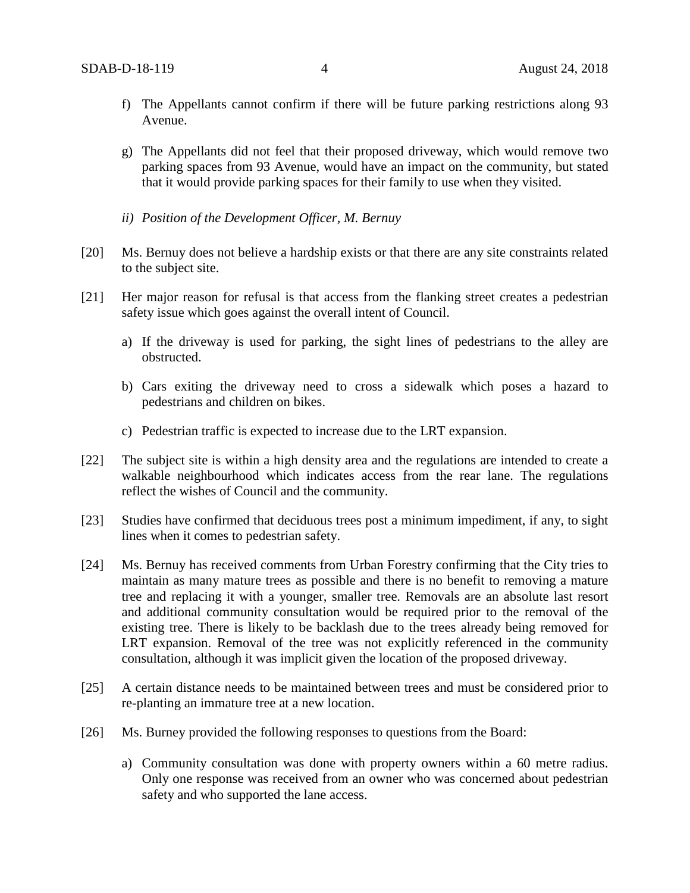f) The Appellants cannot confirm if there will be future parking restrictions along 93 Avenue.

g) The Appellants did not feel that their proposed driveway, which would remove two parking spaces from 93 Avenue, would have an impact on the community, but stated that it would provide parking spaces for their family to use when they visited.

*ii) Position of the Development Officer, M. Bernuy*

[20] Ms. Bernuy does not believe a hardship exists or that there are any site constraints related to the subject site.

[21] Her major reason for refusal is that access from the flanking street creates a pedestrian safety issue which goes against the overall intent of Council.

a) If the driveway is used for parking, the sight lines of pedestrians to the alley are obstructed.

b) Cars exiting the driveway need to cross a sidewalk which poses a hazard to pedestrians and children on bikes.

c) Pedestrian traffic is expected to increase due to the LRT expansion.

[22] The subject site is within a high density area and the regulations are intended to create a walkable neighbourhood which indicates access from the rear lane. The regulations reflect the wishes of Council and the community.

[23] Studies have confirmed that deciduous trees post a minimum impediment, if any, to sight lines when it comes to pedestrian safety.

[24] Ms. Bernuy has received comments from Urban Forestry confirming that the City tries to maintain as many mature trees as possible and there is no benefit to removing a mature tree and replacing it with a younger, smaller tree. Removals are an absolute last resort and additional community consultation would be required prior to the removal of the existing tree. There is likely to be backlash due to the trees already being removed for LRT expansion. Removal of the tree was not explicitly referenced in the community consultation, although it was implicit given the location of the proposed driveway.

[25] A certain distance needs to be maintained between trees and must be considered prior to re-planting an immature tree at a new location.

[26] Ms. Burney provided the following responses to questions from the Board:

a) Community consultation was done with property owners within a 60 metre radius. Only one response was received from an owner who was concerned about pedestrian safety and who supported the lane access.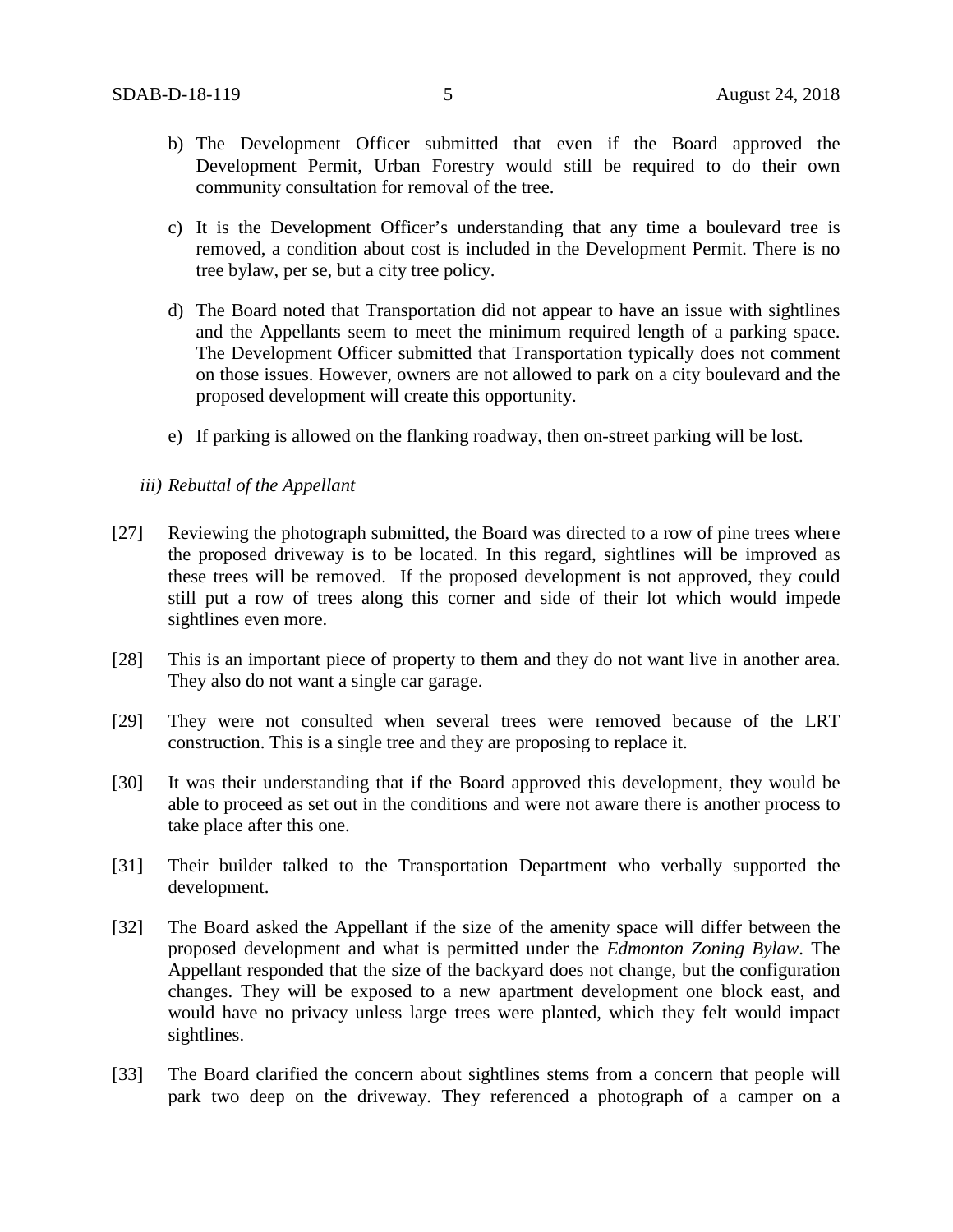b) The Development Officer submitted that even if the Board approved the Development Permit, Urban Forestry would still be required to do their own community consultation for removal of the tree.

c) It is the Development Officer's understanding that any time a boulevard tree is removed, a condition about cost is included in the Development Permit. There is no tree bylaw, per se, but a city tree policy.

d) The Board noted that Transportation did not appear to have an issue with sightlines and the Appellants seem to meet the minimum required length of a parking space. The Development Officer submitted that Transportation typically does not comment on those issues. However, owners are not allowed to park on a city boulevard and the proposed development will create this opportunity.

e) If parking is allowed on the flanking roadway, then on-street parking will be lost.

*iii) Rebuttal of the Appellant*

[27] Reviewing the photograph submitted, the Board was directed to a row of pine trees where the proposed driveway is to be located. In this regard, sightlines will be improved as these trees will be removed. If the proposed development is not approved, they could still put a row of trees along this corner and side of their lot which would impede sightlines even more.

[28] This is an important piece of property to them and they do not want live in another area. They also do not want a single car garage.

[29] They were not consulted when several trees were removed because of the LRT construction. This is a single tree and they are proposing to replace it.

[30] It was their understanding that if the Board approved this development, they would be able to proceed as set out in the conditions and were not aware there is another process to take place after this one.

[31] Their builder talked to the Transportation Department who verbally supported the development.

[32] The Board asked the Appellant if the size of the amenity space will differ between the proposed development and what is permitted under the *Edmonton Zoning Bylaw*. The Appellant responded that the size of the backyard does not change, but the configuration changes. They will be exposed to a new apartment development one block east, and would have no privacy unless large trees were planted, which they felt would impact sightlines.

[33] The Board clarified the concern about sightlines stems from a concern that people will park two deep on the driveway. They referenced a photograph of a camper on a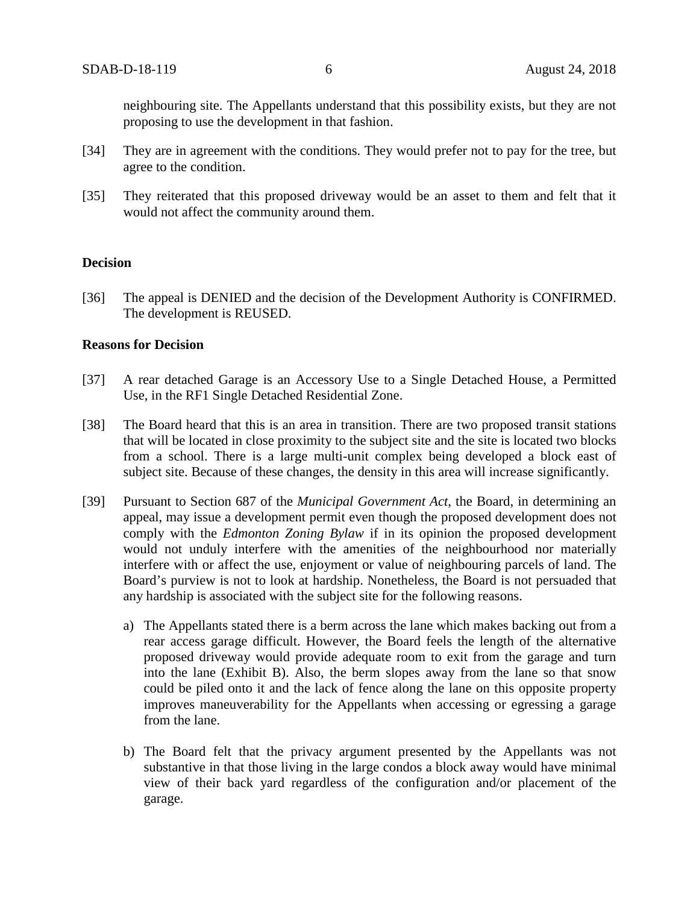neighbouring site. The Appellants understand that this possibility exists, but they are not proposing to use the development in that fashion.

[34] They are in agreement with the conditions. They would prefer not to pay for the tree, but agree to the condition.

[35] They reiterated that this proposed driveway would be an asset to them and felt that it would not affect the community around them.

**Decision**

[36] The appeal is DENIED and the decision of the Development Authority is CONFIRMED. The development is REUSED.

**Reasons for Decision**

[37] A rear detached Garage is an Accessory Use to a Single Detached House, a Permitted Use, in the RF1 Single Detached Residential Zone.

[38] The Board heard that this is an area in transition. There are two proposed transit stations that will be located in close proximity to the subject site and the site is located two blocks from a school. There is a large multi-unit complex being developed a block east of subject site. Because of these changes, the density in this area will increase significantly.

[39] Pursuant to Section 687 of the *Municipal Government Act*, the Board, in determining an appeal, may issue a development permit even though the proposed development does not comply with the *Edmonton Zoning Bylaw* if in its opinion the proposed development would not unduly interfere with the amenities of the neighbourhood nor materially interfere with or affect the use, enjoyment or value of neighbouring parcels of land. The Board's purview is not to look at hardship. Nonetheless, the Board is not persuaded that any hardship is associated with the subject site for the following reasons.

a) The Appellants stated there is a berm across the lane which makes backing out from a rear access garage difficult. However, the Board feels the length of the alternative proposed driveway would provide adequate room to exit from the garage and turn into the lane (Exhibit B). Also, the berm slopes away from the lane so that snow could be piled onto it and the lack of fence along the lane on this opposite property improves maneuverability for the Appellants when accessing or egressing a garage from the lane.

b) The Board felt that the privacy argument presented by the Appellants was not substantive in that those living in the large condos a block away would have minimal view of their back yard regardless of the configuration and/or placement of the garage.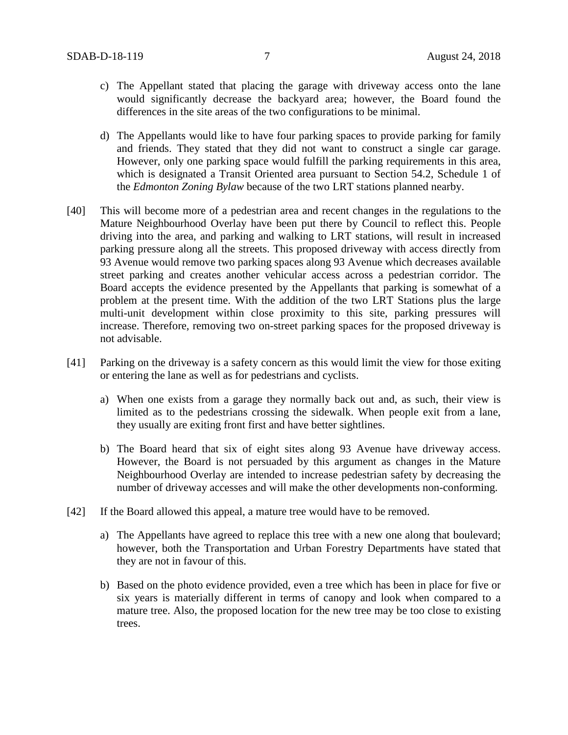c) The Appellant stated that placing the garage with driveway access onto the lane would significantly decrease the backyard area; however, the Board found the differences in the site areas of the two configurations to be minimal.

d) The Appellants would like to have four parking spaces to provide parking for family and friends. They stated that they did not want to construct a single car garage. However, only one parking space would fulfill the parking requirements in this area, which is designated a Transit Oriented area pursuant to Section 54.2, Schedule 1 of the *Edmonton Zoning Bylaw* because of the two LRT stations planned nearby.

[40] This will become more of a pedestrian area and recent changes in the regulations to the Mature Neighbourhood Overlay have been put there by Council to reflect this. People driving into the area, and parking and walking to LRT stations, will result in increased parking pressure along all the streets. This proposed driveway with access directly from 93 Avenue would remove two parking spaces along 93 Avenue which decreases available street parking and creates another vehicular access across a pedestrian corridor. The Board accepts the evidence presented by the Appellants that parking is somewhat of a problem at the present time. With the addition of the two LRT Stations plus the large multi-unit development within close proximity to this site, parking pressures will increase. Therefore, removing two on-street parking spaces for the proposed driveway is not advisable.

[41] Parking on the driveway is a safety concern as this would limit the view for those exiting or entering the lane as well as for pedestrians and cyclists.

a) When one exists from a garage they normally back out and, as such, their view is limited as to the pedestrians crossing the sidewalk. When people exit from a lane, they usually are exiting front first and have better sightlines.

b) The Board heard that six of eight sites along 93 Avenue have driveway access. However, the Board is not persuaded by this argument as changes in the Mature Neighbourhood Overlay are intended to increase pedestrian safety by decreasing the number of driveway accesses and will make the other developments non-conforming.

[42] If the Board allowed this appeal, a mature tree would have to be removed.

a) The Appellants have agreed to replace this tree with a new one along that boulevard; however, both the Transportation and Urban Forestry Departments have stated that they are not in favour of this.

b) Based on the photo evidence provided, even a tree which has been in place for five or six years is materially different in terms of canopy and look when compared to a mature tree. Also, the proposed location for the new tree may be too close to existing trees.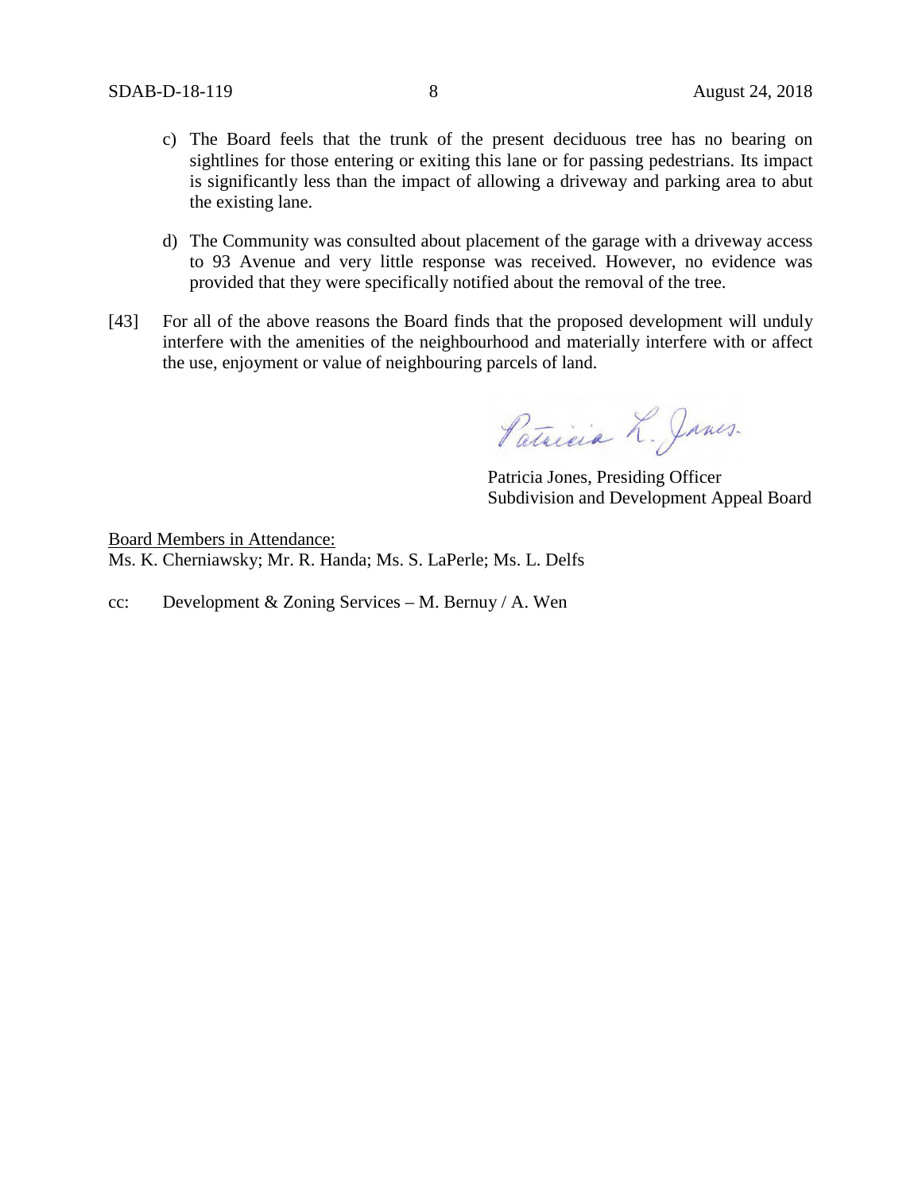c) The Board feels that the trunk of the present deciduous tree has no bearing on sightlines for those entering or exiting this lane or for passing pedestrians. Its impact is significantly less than the impact of allowing a driveway and parking area to abut the existing lane.

d) The Community was consulted about placement of the garage with a driveway access to 93 Avenue and very little response was received. However, no evidence was provided that they were specifically notified about the removal of the tree.

[43] For all of the above reasons the Board finds that the proposed development will unduly interfere with the amenities of the neighbourhood and materially interfere with or affect the use, enjoyment or value of neighbouring parcels of land.

Patricia L. Jones.

Patricia Jones, Presiding Officer
Subdivision and Development Appeal Board

Board Members in Attendance:
Ms. K. Cherniawsky; Mr. R. Handa; Ms. S. LaPerle; Ms. L. Delfs

cc: Development & Zoning Services – M. Bernuy / A. Wen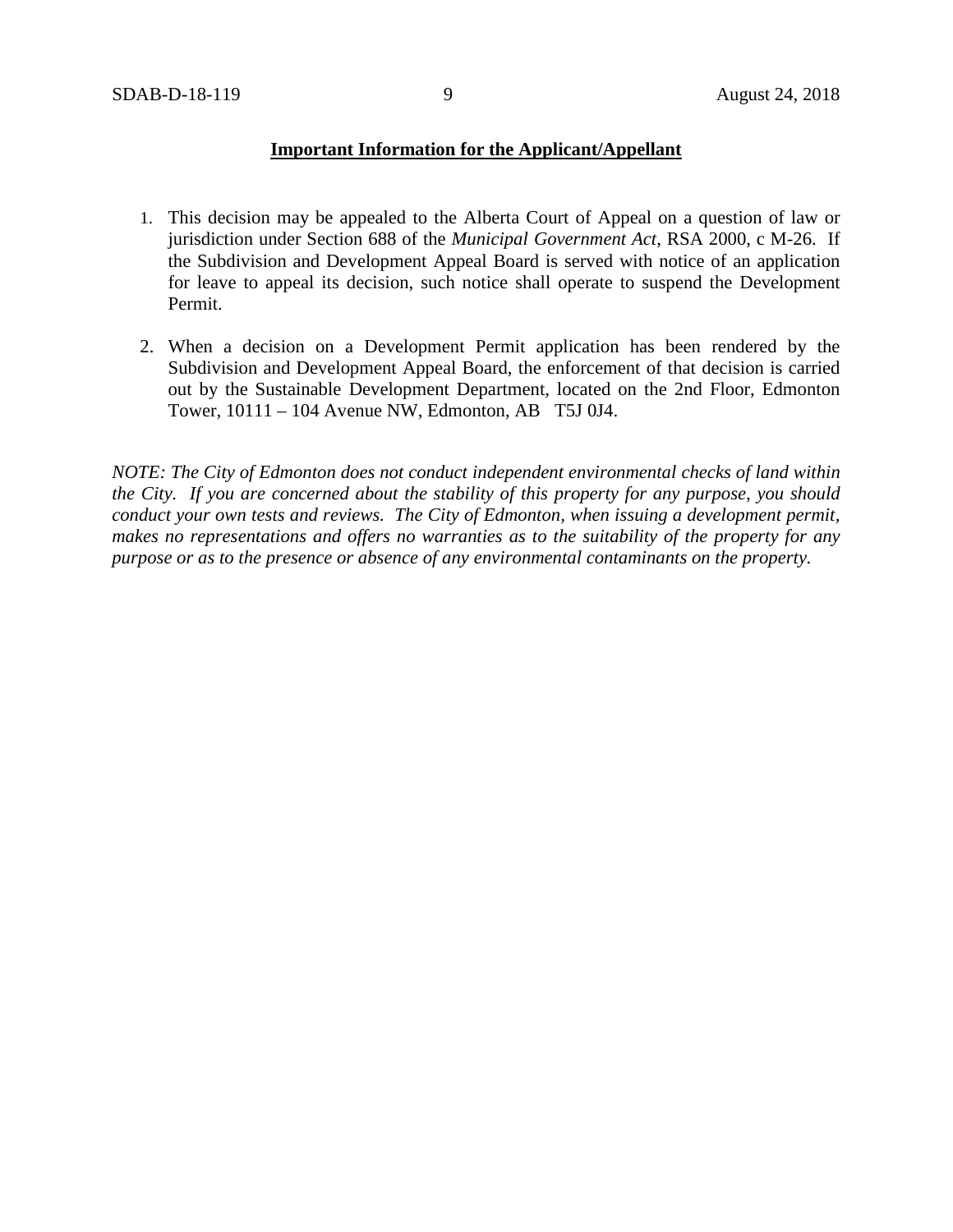**Important Information for the Applicant/Appellant**

1. This decision may be appealed to the Alberta Court of Appeal on a question of law or jurisdiction under Section 688 of the *Municipal Government Act*, RSA 2000, c M-26. If the Subdivision and Development Appeal Board is served with notice of an application for leave to appeal its decision, such notice shall operate to suspend the Development Permit.

2. When a decision on a Development Permit application has been rendered by the Subdivision and Development Appeal Board, the enforcement of that decision is carried out by the Sustainable Development Department, located on the 2nd Floor, Edmonton Tower, 10111 – 104 Avenue NW, Edmonton, AB T5J 0J4.

*NOTE: The City of Edmonton does not conduct independent environmental checks of land within the City. If you are concerned about the stability of this property for any purpose, you should conduct your own tests and reviews. The City of Edmonton, when issuing a development permit, makes no representations and offers no warranties as to the suitability of the property for any purpose or as to the presence or absence of any environmental contaminants on the property.*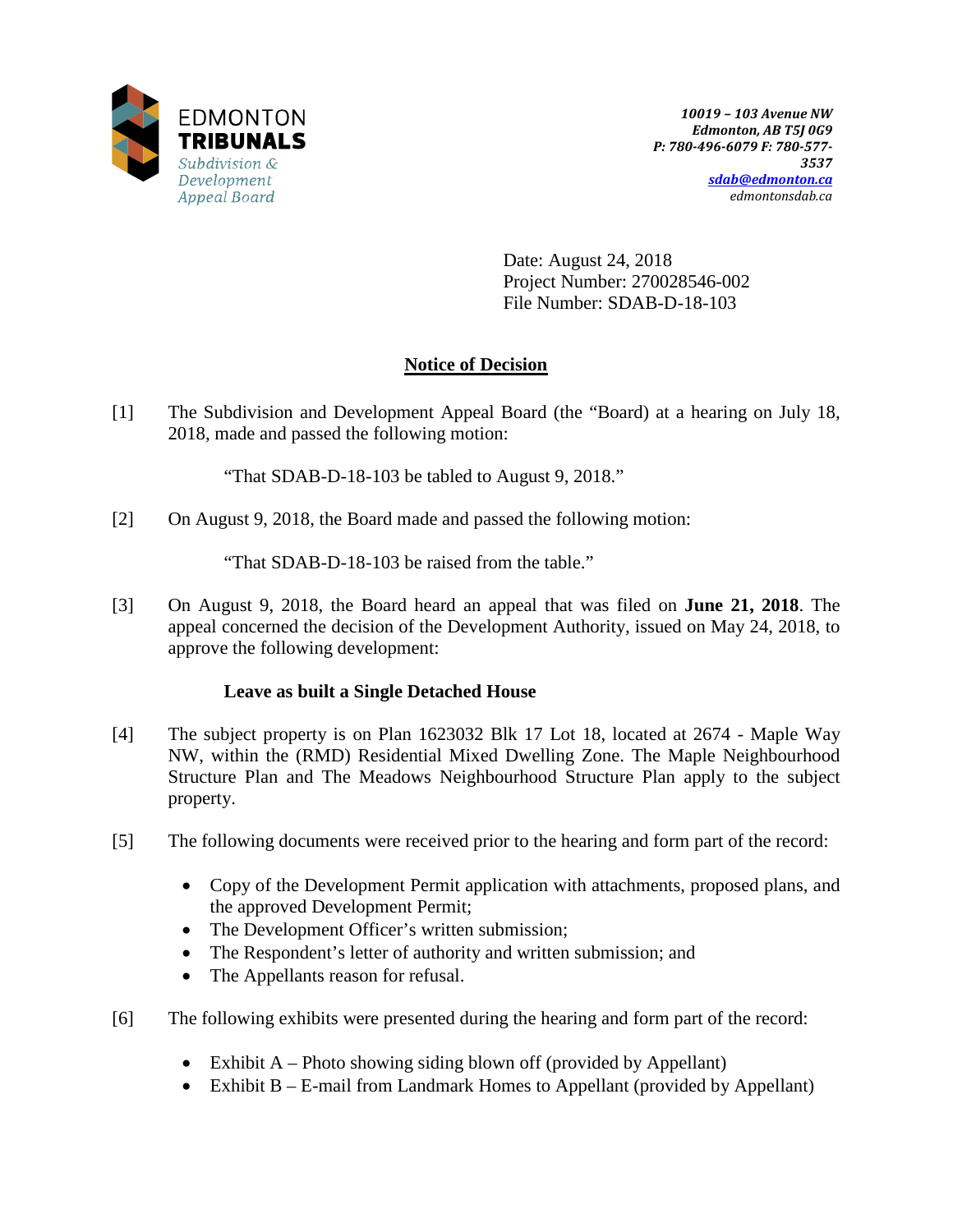EDMONTON
**TRIBUNALS**
*Subdivision & Development Appeal Board*

*10019 – 103 Avenue NW*
*Edmonton, AB T5J 0G9*
*P: 780-496-6079 F: 780-577-3537*
*sdab@edmonton.ca*
*edmontonsdab.ca*

Date: August 24, 2018
Project Number: 270028546-002
File Number: SDAB-D-18-103

## Notice of Decision

[1] The Subdivision and Development Appeal Board (the "Board) at a hearing on July 18, 2018, made and passed the following motion:

"That SDAB-D-18-103 be tabled to August 9, 2018."

[2] On August 9, 2018, the Board made and passed the following motion:

"That SDAB-D-18-103 be raised from the table."

[3] On August 9, 2018, the Board heard an appeal that was filed on **June 21, 2018**. The appeal concerned the decision of the Development Authority, issued on May 24, 2018, to approve the following development:

**Leave as built a Single Detached House**

[4] The subject property is on Plan 1623032 Blk 17 Lot 18, located at 2674 - Maple Way NW, within the (RMD) Residential Mixed Dwelling Zone. The Maple Neighbourhood Structure Plan and The Meadows Neighbourhood Structure Plan apply to the subject property.

[5] The following documents were received prior to the hearing and form part of the record:

- Copy of the Development Permit application with attachments, proposed plans, and the approved Development Permit;
- The Development Officer's written submission;
- The Respondent's letter of authority and written submission; and
- The Appellants reason for refusal.

[6] The following exhibits were presented during the hearing and form part of the record:

- Exhibit A – Photo showing siding blown off (provided by Appellant)
- Exhibit B – E-mail from Landmark Homes to Appellant (provided by Appellant)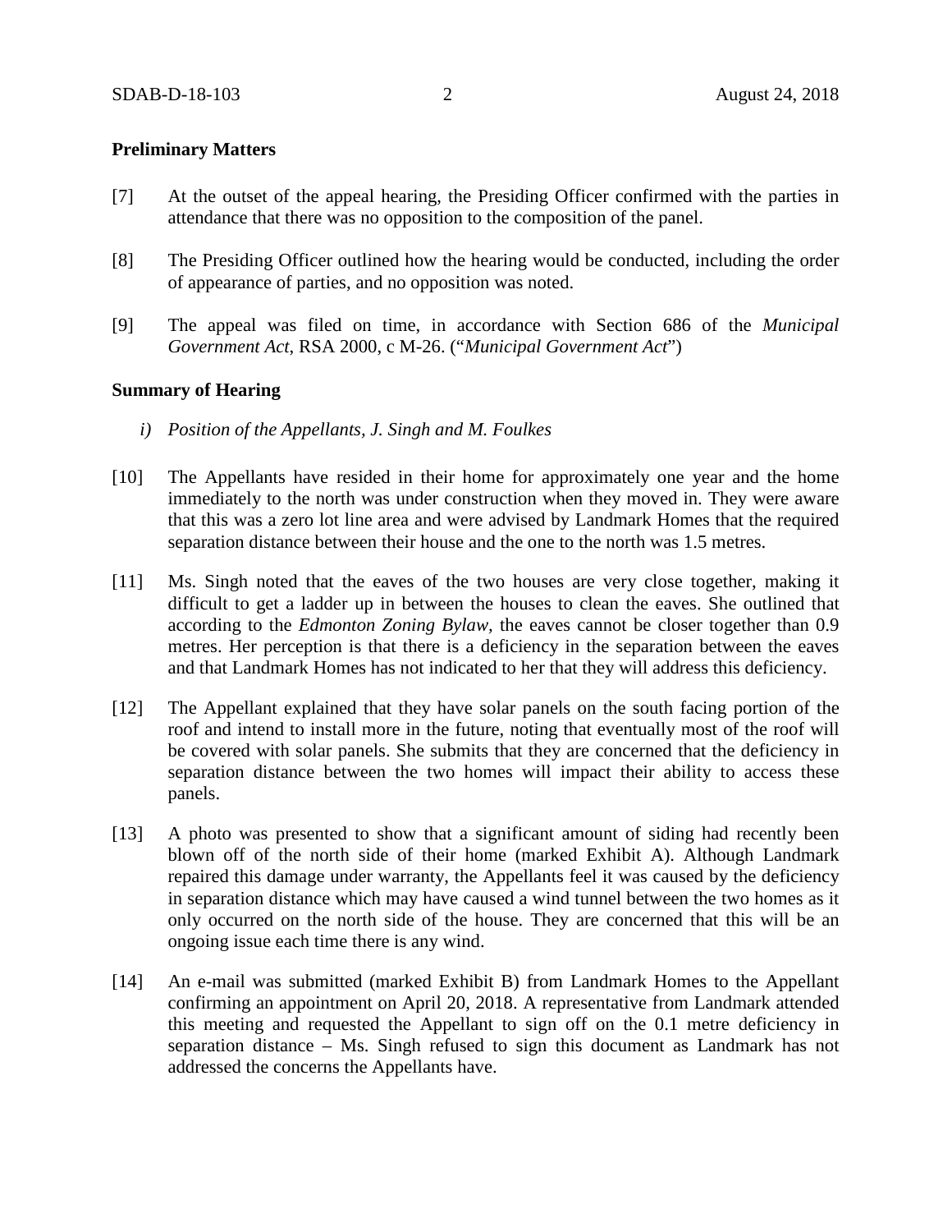**Preliminary Matters**

[7] At the outset of the appeal hearing, the Presiding Officer confirmed with the parties in attendance that there was no opposition to the composition of the panel.

[8] The Presiding Officer outlined how the hearing would be conducted, including the order of appearance of parties, and no opposition was noted.

[9] The appeal was filed on time, in accordance with Section 686 of the *Municipal Government Act*, RSA 2000, c M-26. ("*Municipal Government Act*")

**Summary of Hearing**

*i) Position of the Appellants, J. Singh and M. Foulkes*

[10] The Appellants have resided in their home for approximately one year and the home immediately to the north was under construction when they moved in. They were aware that this was a zero lot line area and were advised by Landmark Homes that the required separation distance between their house and the one to the north was 1.5 metres.

[11] Ms. Singh noted that the eaves of the two houses are very close together, making it difficult to get a ladder up in between the houses to clean the eaves. She outlined that according to the *Edmonton Zoning Bylaw*, the eaves cannot be closer together than 0.9 metres. Her perception is that there is a deficiency in the separation between the eaves and that Landmark Homes has not indicated to her that they will address this deficiency.

[12] The Appellant explained that they have solar panels on the south facing portion of the roof and intend to install more in the future, noting that eventually most of the roof will be covered with solar panels. She submits that they are concerned that the deficiency in separation distance between the two homes will impact their ability to access these panels.

[13] A photo was presented to show that a significant amount of siding had recently been blown off of the north side of their home (marked Exhibit A). Although Landmark repaired this damage under warranty, the Appellants feel it was caused by the deficiency in separation distance which may have caused a wind tunnel between the two homes as it only occurred on the north side of the house. They are concerned that this will be an ongoing issue each time there is any wind.

[14] An e-mail was submitted (marked Exhibit B) from Landmark Homes to the Appellant confirming an appointment on April 20, 2018. A representative from Landmark attended this meeting and requested the Appellant to sign off on the 0.1 metre deficiency in separation distance – Ms. Singh refused to sign this document as Landmark has not addressed the concerns the Appellants have.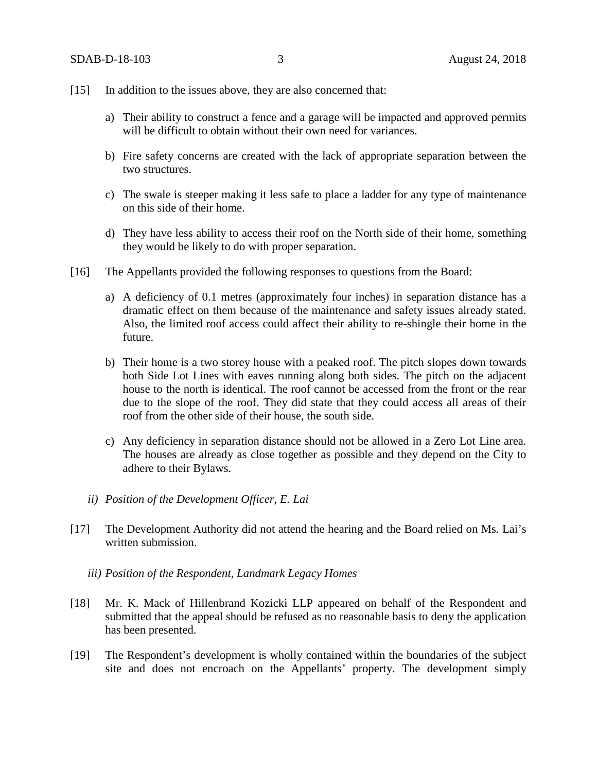[15] In addition to the issues above, they are also concerned that:

a) Their ability to construct a fence and a garage will be impacted and approved permits will be difficult to obtain without their own need for variances.

b) Fire safety concerns are created with the lack of appropriate separation between the two structures.

c) The swale is steeper making it less safe to place a ladder for any type of maintenance on this side of their home.

d) They have less ability to access their roof on the North side of their home, something they would be likely to do with proper separation.

[16] The Appellants provided the following responses to questions from the Board:

a) A deficiency of 0.1 metres (approximately four inches) in separation distance has a dramatic effect on them because of the maintenance and safety issues already stated. Also, the limited roof access could affect their ability to re-shingle their home in the future.

b) Their home is a two storey house with a peaked roof. The pitch slopes down towards both Side Lot Lines with eaves running along both sides. The pitch on the adjacent house to the north is identical. The roof cannot be accessed from the front or the rear due to the slope of the roof. They did state that they could access all areas of their roof from the other side of their house, the south side.

c) Any deficiency in separation distance should not be allowed in a Zero Lot Line area. The houses are already as close together as possible and they depend on the City to adhere to their Bylaws.

*ii) Position of the Development Officer, E. Lai*

[17] The Development Authority did not attend the hearing and the Board relied on Ms. Lai's written submission.

*iii) Position of the Respondent, Landmark Legacy Homes*

[18] Mr. K. Mack of Hillenbrand Kozicki LLP appeared on behalf of the Respondent and submitted that the appeal should be refused as no reasonable basis to deny the application has been presented.

[19] The Respondent's development is wholly contained within the boundaries of the subject site and does not encroach on the Appellants' property. The development simply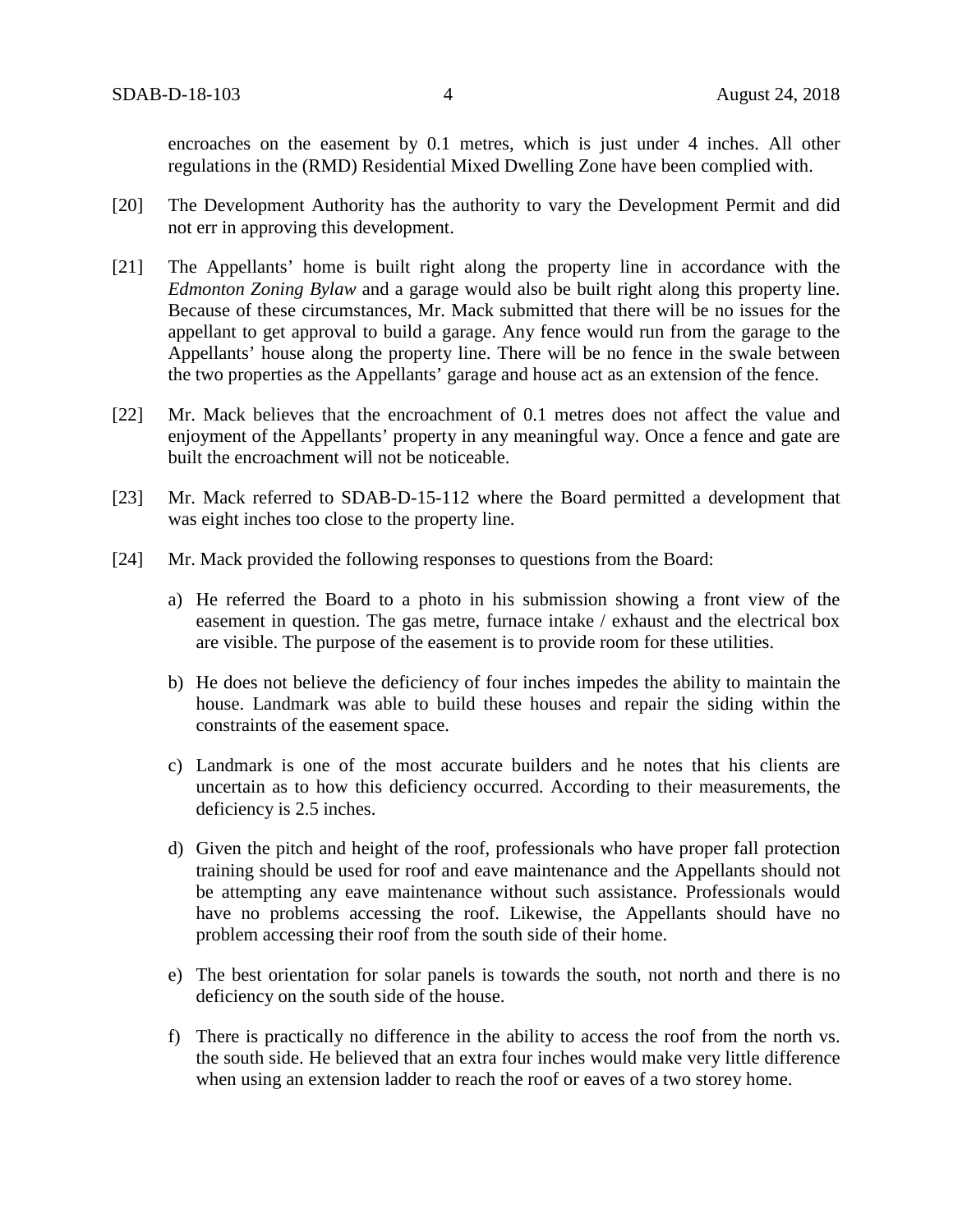encroaches on the easement by 0.1 metres, which is just under 4 inches. All other regulations in the (RMD) Residential Mixed Dwelling Zone have been complied with.

[20] The Development Authority has the authority to vary the Development Permit and did not err in approving this development.

[21] The Appellants' home is built right along the property line in accordance with the *Edmonton Zoning Bylaw* and a garage would also be built right along this property line. Because of these circumstances, Mr. Mack submitted that there will be no issues for the appellant to get approval to build a garage. Any fence would run from the garage to the Appellants' house along the property line. There will be no fence in the swale between the two properties as the Appellants' garage and house act as an extension of the fence.

[22] Mr. Mack believes that the encroachment of 0.1 metres does not affect the value and enjoyment of the Appellants' property in any meaningful way. Once a fence and gate are built the encroachment will not be noticeable.

[23] Mr. Mack referred to SDAB-D-15-112 where the Board permitted a development that was eight inches too close to the property line.

[24] Mr. Mack provided the following responses to questions from the Board:

a) He referred the Board to a photo in his submission showing a front view of the easement in question. The gas metre, furnace intake / exhaust and the electrical box are visible. The purpose of the easement is to provide room for these utilities.

b) He does not believe the deficiency of four inches impedes the ability to maintain the house. Landmark was able to build these houses and repair the siding within the constraints of the easement space.

c) Landmark is one of the most accurate builders and he notes that his clients are uncertain as to how this deficiency occurred. According to their measurements, the deficiency is 2.5 inches.

d) Given the pitch and height of the roof, professionals who have proper fall protection training should be used for roof and eave maintenance and the Appellants should not be attempting any eave maintenance without such assistance. Professionals would have no problems accessing the roof. Likewise, the Appellants should have no problem accessing their roof from the south side of their home.

e) The best orientation for solar panels is towards the south, not north and there is no deficiency on the south side of the house.

f) There is practically no difference in the ability to access the roof from the north vs. the south side. He believed that an extra four inches would make very little difference when using an extension ladder to reach the roof or eaves of a two storey home.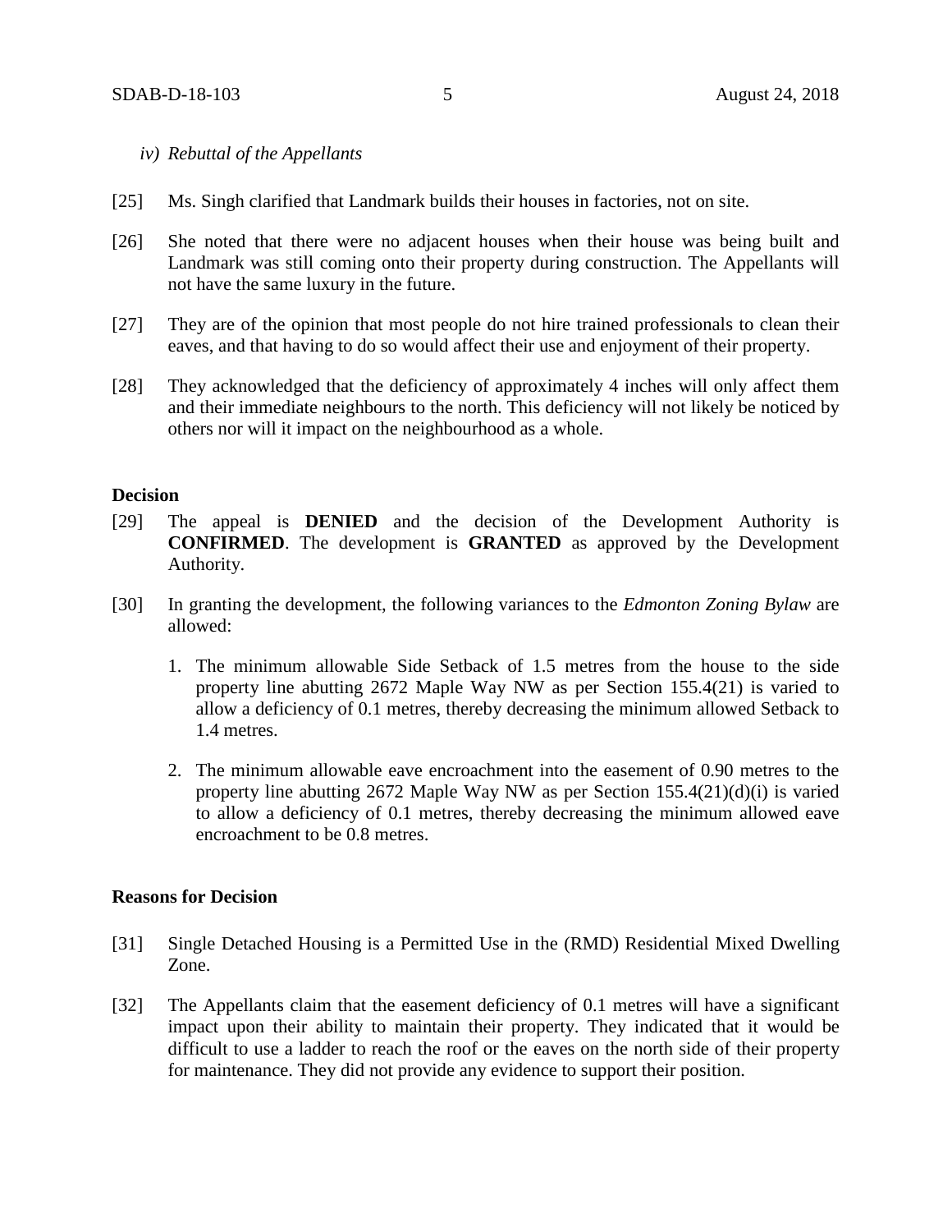*iv) Rebuttal of the Appellants*

[25] Ms. Singh clarified that Landmark builds their houses in factories, not on site.

[26] She noted that there were no adjacent houses when their house was being built and Landmark was still coming onto their property during construction. The Appellants will not have the same luxury in the future.

[27] They are of the opinion that most people do not hire trained professionals to clean their eaves, and that having to do so would affect their use and enjoyment of their property.

[28] They acknowledged that the deficiency of approximately 4 inches will only affect them and their immediate neighbours to the north. This deficiency will not likely be noticed by others nor will it impact on the neighbourhood as a whole.

**Decision**

[29] The appeal is **DENIED** and the decision of the Development Authority is **CONFIRMED**. The development is **GRANTED** as approved by the Development Authority.

[30] In granting the development, the following variances to the *Edmonton Zoning Bylaw* are allowed:

1. The minimum allowable Side Setback of 1.5 metres from the house to the side property line abutting 2672 Maple Way NW as per Section 155.4(21) is varied to allow a deficiency of 0.1 metres, thereby decreasing the minimum allowed Setback to 1.4 metres.

2. The minimum allowable eave encroachment into the easement of 0.90 metres to the property line abutting 2672 Maple Way NW as per Section 155.4(21)(d)(i) is varied to allow a deficiency of 0.1 metres, thereby decreasing the minimum allowed eave encroachment to be 0.8 metres.

**Reasons for Decision**

[31] Single Detached Housing is a Permitted Use in the (RMD) Residential Mixed Dwelling Zone.

[32] The Appellants claim that the easement deficiency of 0.1 metres will have a significant impact upon their ability to maintain their property. They indicated that it would be difficult to use a ladder to reach the roof or the eaves on the north side of their property for maintenance. They did not provide any evidence to support their position.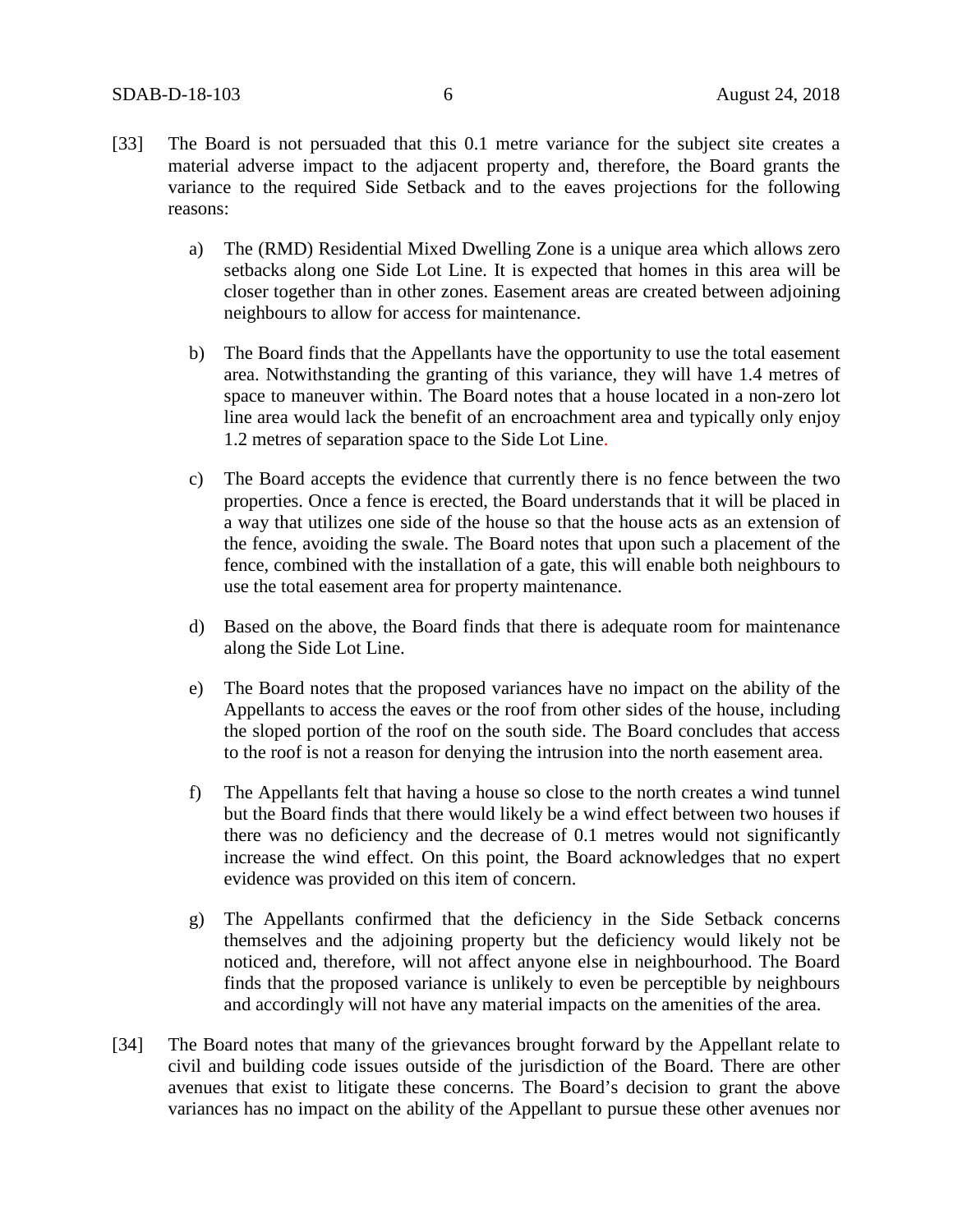[33] The Board is not persuaded that this 0.1 metre variance for the subject site creates a material adverse impact to the adjacent property and, therefore, the Board grants the variance to the required Side Setback and to the eaves projections for the following reasons:

a) The (RMD) Residential Mixed Dwelling Zone is a unique area which allows zero setbacks along one Side Lot Line. It is expected that homes in this area will be closer together than in other zones. Easement areas are created between adjoining neighbours to allow for access for maintenance.

b) The Board finds that the Appellants have the opportunity to use the total easement area. Notwithstanding the granting of this variance, they will have 1.4 metres of space to maneuver within. The Board notes that a house located in a non-zero lot line area would lack the benefit of an encroachment area and typically only enjoy 1.2 metres of separation space to the Side Lot Line.

c) The Board accepts the evidence that currently there is no fence between the two properties. Once a fence is erected, the Board understands that it will be placed in a way that utilizes one side of the house so that the house acts as an extension of the fence, avoiding the swale. The Board notes that upon such a placement of the fence, combined with the installation of a gate, this will enable both neighbours to use the total easement area for property maintenance.

d) Based on the above, the Board finds that there is adequate room for maintenance along the Side Lot Line.

e) The Board notes that the proposed variances have no impact on the ability of the Appellants to access the eaves or the roof from other sides of the house, including the sloped portion of the roof on the south side. The Board concludes that access to the roof is not a reason for denying the intrusion into the north easement area.

f) The Appellants felt that having a house so close to the north creates a wind tunnel but the Board finds that there would likely be a wind effect between two houses if there was no deficiency and the decrease of 0.1 metres would not significantly increase the wind effect. On this point, the Board acknowledges that no expert evidence was provided on this item of concern.

g) The Appellants confirmed that the deficiency in the Side Setback concerns themselves and the adjoining property but the deficiency would likely not be noticed and, therefore, will not affect anyone else in neighbourhood. The Board finds that the proposed variance is unlikely to even be perceptible by neighbours and accordingly will not have any material impacts on the amenities of the area.

[34] The Board notes that many of the grievances brought forward by the Appellant relate to civil and building code issues outside of the jurisdiction of the Board. There are other avenues that exist to litigate these concerns. The Board's decision to grant the above variances has no impact on the ability of the Appellant to pursue these other avenues nor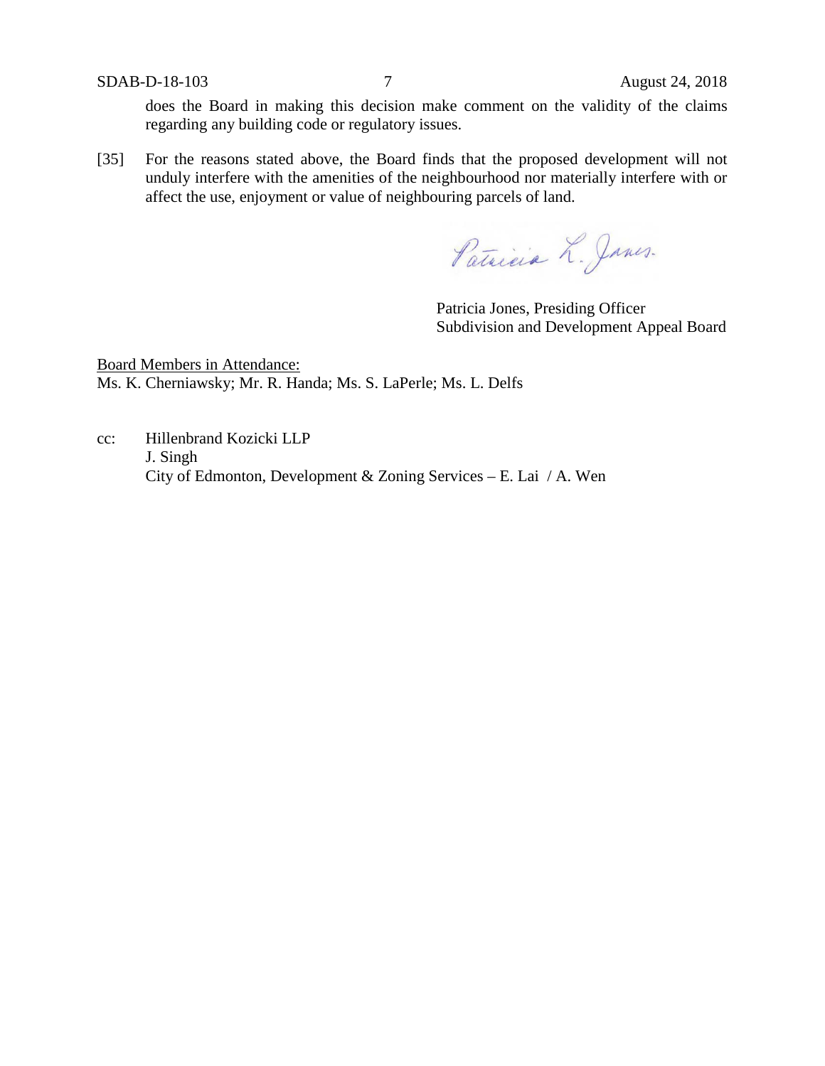does the Board in making this decision make comment on the validity of the claims regarding any building code or regulatory issues.

[35] For the reasons stated above, the Board finds that the proposed development will not unduly interfere with the amenities of the neighbourhood nor materially interfere with or affect the use, enjoyment or value of neighbouring parcels of land.

Patricia Jones, Presiding Officer
Subdivision and Development Appeal Board

Board Members in Attendance:
Ms. K. Cherniawsky; Mr. R. Handa; Ms. S. LaPerle; Ms. L. Delfs

cc: Hillenbrand Kozicki LLP
J. Singh
City of Edmonton, Development & Zoning Services – E. Lai / A. Wen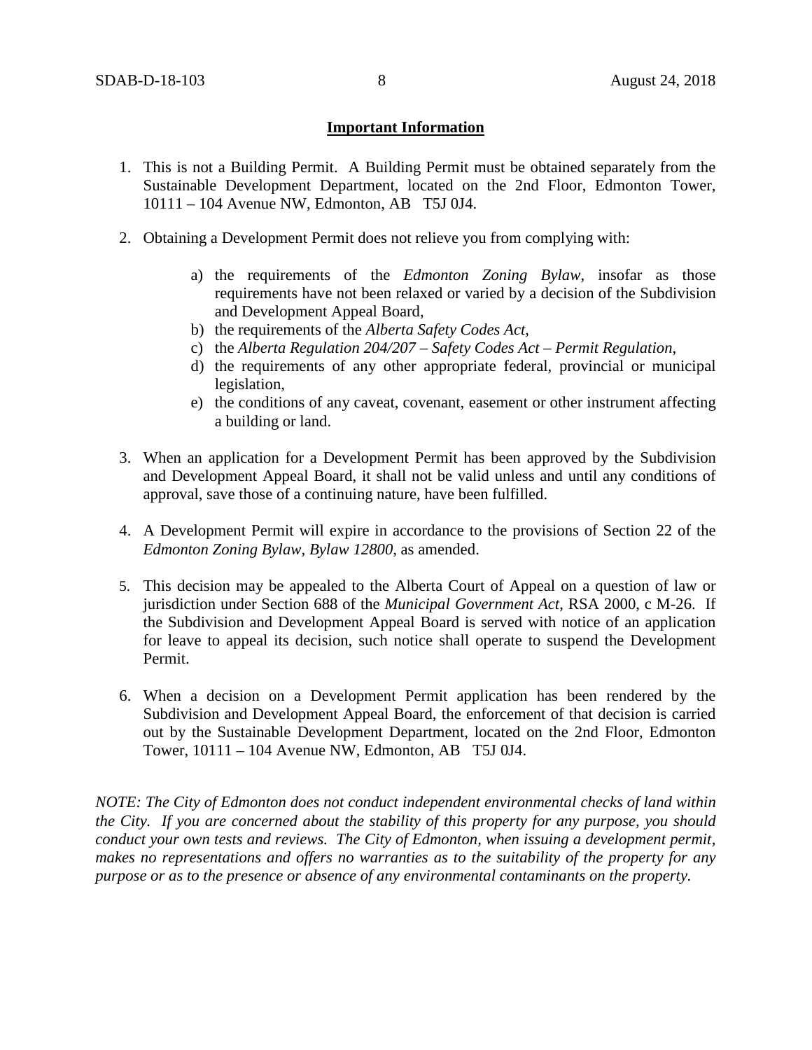**Important Information**

1. This is not a Building Permit. A Building Permit must be obtained separately from the Sustainable Development Department, located on the 2nd Floor, Edmonton Tower, 10111 – 104 Avenue NW, Edmonton, AB T5J 0J4.

2. Obtaining a Development Permit does not relieve you from complying with:

    a) the requirements of the *Edmonton Zoning Bylaw*, insofar as those requirements have not been relaxed or varied by a decision of the Subdivision and Development Appeal Board,
    b) the requirements of the *Alberta Safety Codes Act*,
    c) the *Alberta Regulation 204/207 – Safety Codes Act – Permit Regulation*,
    d) the requirements of any other appropriate federal, provincial or municipal legislation,
    e) the conditions of any caveat, covenant, easement or other instrument affecting a building or land.

3. When an application for a Development Permit has been approved by the Subdivision and Development Appeal Board, it shall not be valid unless and until any conditions of approval, save those of a continuing nature, have been fulfilled.

4. A Development Permit will expire in accordance to the provisions of Section 22 of the *Edmonton Zoning Bylaw, Bylaw 12800*, as amended.

5. This decision may be appealed to the Alberta Court of Appeal on a question of law or jurisdiction under Section 688 of the *Municipal Government Act*, RSA 2000, c M-26. If the Subdivision and Development Appeal Board is served with notice of an application for leave to appeal its decision, such notice shall operate to suspend the Development Permit.

6. When a decision on a Development Permit application has been rendered by the Subdivision and Development Appeal Board, the enforcement of that decision is carried out by the Sustainable Development Department, located on the 2nd Floor, Edmonton Tower, 10111 – 104 Avenue NW, Edmonton, AB T5J 0J4.

*NOTE: The City of Edmonton does not conduct independent environmental checks of land within the City. If you are concerned about the stability of this property for any purpose, you should conduct your own tests and reviews. The City of Edmonton, when issuing a development permit, makes no representations and offers no warranties as to the suitability of the property for any purpose or as to the presence or absence of any environmental contaminants on the property.*